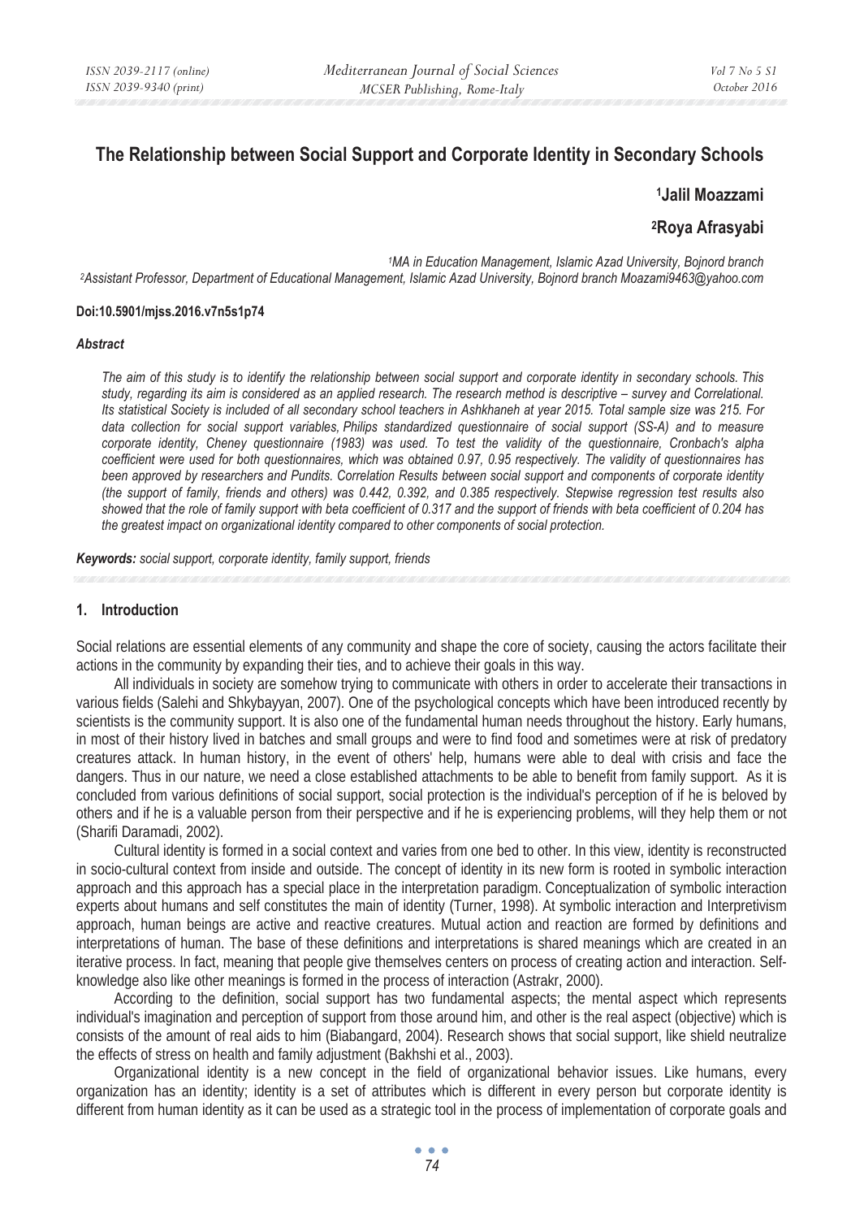# The Relationship between Social Support and Corporate Identity in Secondary Schools

**[1]Jalil Moazzami**

**[2]Roya Afrasyabi**

*[1]MA in Education Management, Islamic Azad University, Bojnord branch*
*[2]Assistant Professor, Department of Educational Management, Islamic Azad University, Bojnord branch Moazami9463@yahoo.com*

**Doi:10.5901/mjss.2016.v7n5s1p74**

### *Abstract*

*The aim of this study is to identify the relationship between social support and corporate identity in secondary schools. This study, regarding its aim is considered as an applied research. The research method is descriptive – survey and Correlational. Its statistical Society is included of all secondary school teachers in Ashkhaneh at year 2015. Total sample size was 215. For data collection for social support variables, Philips standardized questionnaire of social support (SS-A) and to measure corporate identity, Cheney questionnaire (1983) was used. To test the validity of the questionnaire, Cronbach's alpha coefficient were used for both questionnaires, which was obtained 0.97, 0.95 respectively. The validity of questionnaires has been approved by researchers and Pundits. Correlation Results between social support and components of corporate identity (the support of family, friends and others) was 0.442, 0.392, and 0.385 respectively. Stepwise regression test results also showed that the role of family support with beta coefficient of 0.317 and the support of friends with beta coefficient of 0.204 has the greatest impact on organizational identity compared to other components of social protection.*

***Keywords:** social support, corporate identity, family support, friends*

## 1. Introduction

Social relations are essential elements of any community and shape the core of society, causing the actors facilitate their actions in the community by expanding their ties, and to achieve their goals in this way.

All individuals in society are somehow trying to communicate with others in order to accelerate their transactions in various fields (Salehi and Shkybayyan, 2007). One of the psychological concepts which have been introduced recently by scientists is the community support. It is also one of the fundamental human needs throughout the history. Early humans, in most of their history lived in batches and small groups and were to find food and sometimes were at risk of predatory creatures attack. In human history, in the event of others' help, humans were able to deal with crisis and face the dangers. Thus in our nature, we need a close established attachments to be able to benefit from family support. As it is concluded from various definitions of social support, social protection is the individual's perception of if he is beloved by others and if he is a valuable person from their perspective and if he is experiencing problems, will they help them or not (Sharifi Daramadi, 2002).

Cultural identity is formed in a social context and varies from one bed to other. In this view, identity is reconstructed in socio-cultural context from inside and outside. The concept of identity in its new form is rooted in symbolic interaction approach and this approach has a special place in the interpretation paradigm. Conceptualization of symbolic interaction experts about humans and self constitutes the main of identity (Turner, 1998). At symbolic interaction and Interpretivism approach, human beings are active and reactive creatures. Mutual action and reaction are formed by definitions and interpretations of human. The base of these definitions and interpretations is shared meanings which are created in an iterative process. In fact, meaning that people give themselves centers on process of creating action and interaction. Self-knowledge also like other meanings is formed in the process of interaction (Astrakr, 2000).

According to the definition, social support has two fundamental aspects; the mental aspect which represents individual's imagination and perception of support from those around him, and other is the real aspect (objective) which is consists of the amount of real aids to him (Biabangard, 2004). Research shows that social support, like shield neutralize the effects of stress on health and family adjustment (Bakhshi et al., 2003).

Organizational identity is a new concept in the field of organizational behavior issues. Like humans, every organization has an identity; identity is a set of attributes which is different in every person but corporate identity is different from human identity as it can be used as a strategic tool in the process of implementation of corporate goals and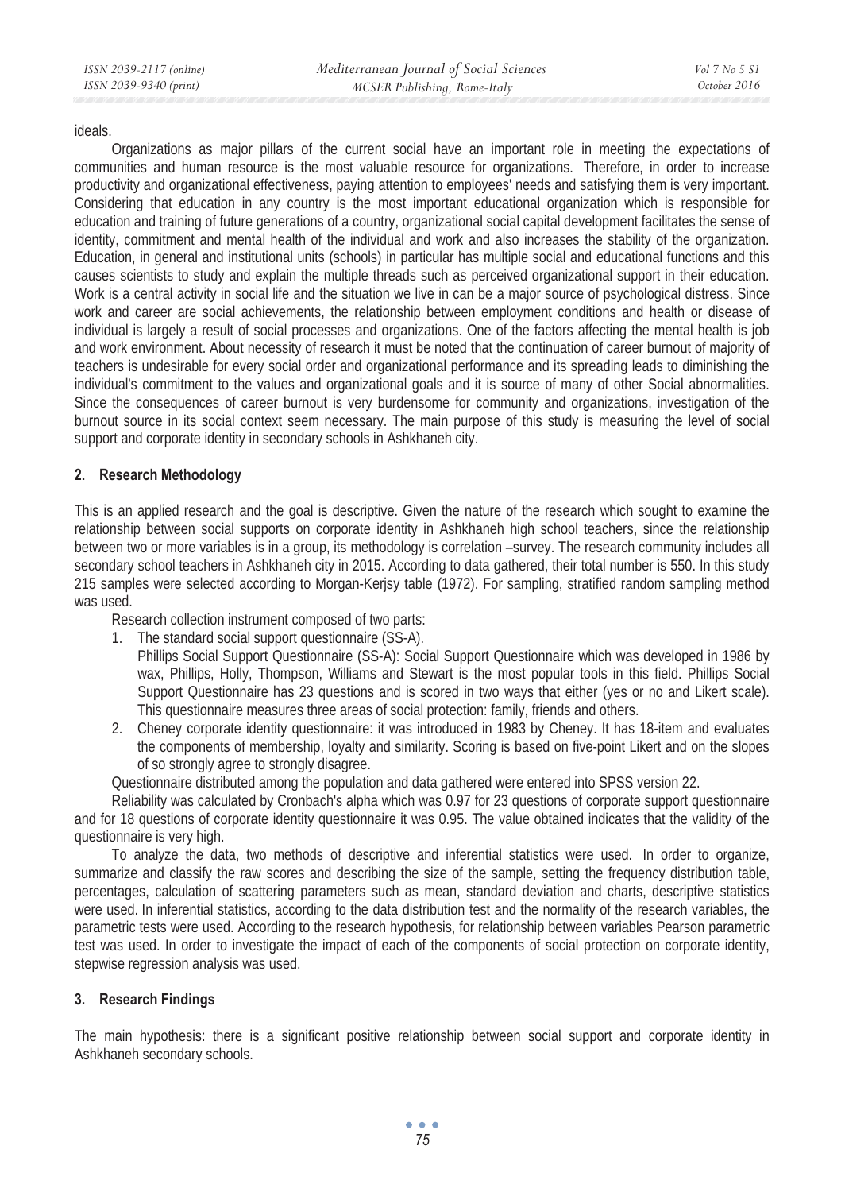ideals.

Organizations as major pillars of the current social have an important role in meeting the expectations of communities and human resource is the most valuable resource for organizations. Therefore, in order to increase productivity and organizational effectiveness, paying attention to employees' needs and satisfying them is very important. Considering that education in any country is the most important educational organization which is responsible for education and training of future generations of a country, organizational social capital development facilitates the sense of identity, commitment and mental health of the individual and work and also increases the stability of the organization. Education, in general and institutional units (schools) in particular has multiple social and educational functions and this causes scientists to study and explain the multiple threads such as perceived organizational support in their education. Work is a central activity in social life and the situation we live in can be a major source of psychological distress. Since work and career are social achievements, the relationship between employment conditions and health or disease of individual is largely a result of social processes and organizations. One of the factors affecting the mental health is job and work environment. About necessity of research it must be noted that the continuation of career burnout of majority of teachers is undesirable for every social order and organizational performance and its spreading leads to diminishing the individual's commitment to the values and organizational goals and it is source of many of other Social abnormalities. Since the consequences of career burnout is very burdensome for community and organizations, investigation of the burnout source in its social context seem necessary. The main purpose of this study is measuring the level of social support and corporate identity in secondary schools in Ashkhaneh city.

## 2. Research Methodology

This is an applied research and the goal is descriptive. Given the nature of the research which sought to examine the relationship between social supports on corporate identity in Ashkhaneh high school teachers, since the relationship between two or more variables is in a group, its methodology is correlation –survey. The research community includes all secondary school teachers in Ashkhaneh city in 2015. According to data gathered, their total number is 550. In this study 215 samples were selected according to Morgan-Kerjsy table (1972). For sampling, stratified random sampling method was used.

Research collection instrument composed of two parts:

1. The standard social support questionnaire (SS-A).
   Phillips Social Support Questionnaire (SS-A): Social Support Questionnaire which was developed in 1986 by wax, Phillips, Holly, Thompson, Williams and Stewart is the most popular tools in this field. Phillips Social Support Questionnaire has 23 questions and is scored in two ways that either (yes or no and Likert scale). This questionnaire measures three areas of social protection: family, friends and others.
2. Cheney corporate identity questionnaire: it was introduced in 1983 by Cheney. It has 18-item and evaluates the components of membership, loyalty and similarity. Scoring is based on five-point Likert and on the slopes of so strongly agree to strongly disagree.

Questionnaire distributed among the population and data gathered were entered into SPSS version 22.

Reliability was calculated by Cronbach's alpha which was 0.97 for 23 questions of corporate support questionnaire and for 18 questions of corporate identity questionnaire it was 0.95. The value obtained indicates that the validity of the questionnaire is very high.

To analyze the data, two methods of descriptive and inferential statistics were used. In order to organize, summarize and classify the raw scores and describing the size of the sample, setting the frequency distribution table, percentages, calculation of scattering parameters such as mean, standard deviation and charts, descriptive statistics were used. In inferential statistics, according to the data distribution test and the normality of the research variables, the parametric tests were used. According to the research hypothesis, for relationship between variables Pearson parametric test was used. In order to investigate the impact of each of the components of social protection on corporate identity, stepwise regression analysis was used.

## 3. Research Findings

The main hypothesis: there is a significant positive relationship between social support and corporate identity in Ashkhaneh secondary schools.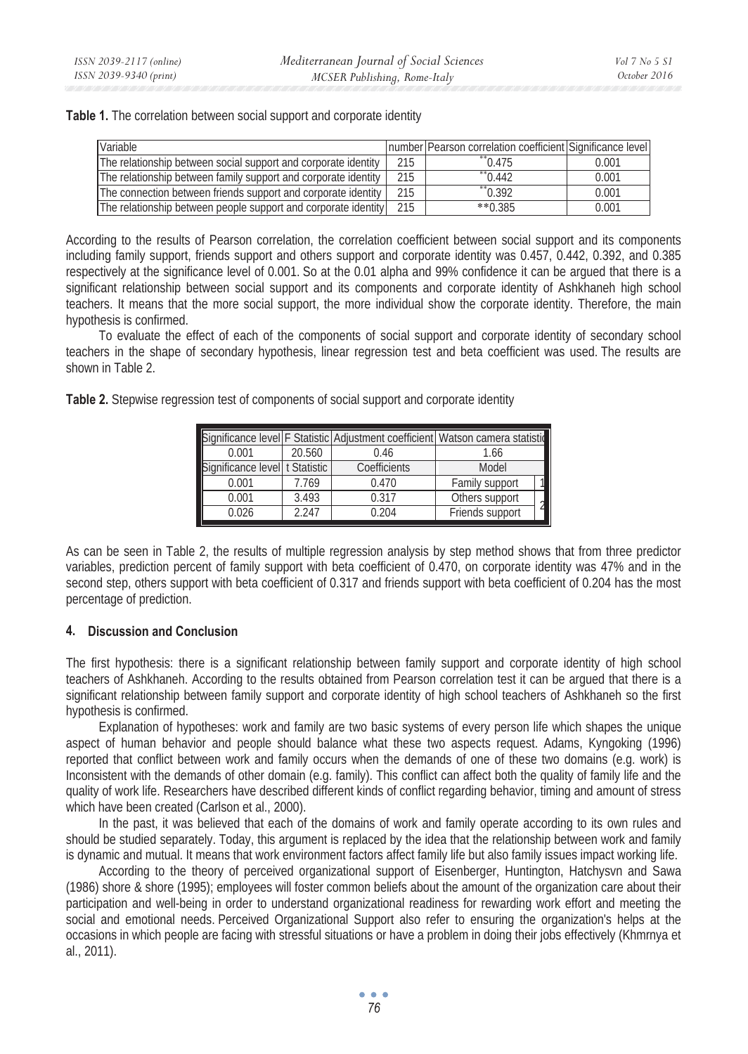**Table 1.** The correlation between social support and corporate identity

| Variable | number | Pearson correlation coefficient | Significance level |
|---|---|---|---|
| The relationship between social support and corporate identity | 215 | **0.475 | 0.001 |
| The relationship between family support and corporate identity | 215 | **0.442 | 0.001 |
| The connection between friends support and corporate identity | 215 | **0.392 | 0.001 |
| The relationship between people support and corporate identity | 215 | **0.385 | 0.001 |

According to the results of Pearson correlation, the correlation coefficient between social support and its components including family support, friends support and others support and corporate identity was 0.457, 0.442, 0.392, and 0.385 respectively at the significance level of 0.001. So at the 0.01 alpha and 99% confidence it can be argued that there is a significant relationship between social support and its components and corporate identity of Ashkhaneh high school teachers. It means that the more social support, the more individual show the corporate identity. Therefore, the main hypothesis is confirmed.

To evaluate the effect of each of the components of social support and corporate identity of secondary school teachers in the shape of secondary hypothesis, linear regression test and beta coefficient was used. The results are shown in Table 2.

**Table 2.** Stepwise regression test of components of social support and corporate identity

| Significance level | F Statistic | Adjustment coefficient | Watson camera statistic | |
|---|---|---|---|---|
| 0.001 | 20.560 | 0.46 | 1.66 | |
| Significance level | t Statistic | Coefficients | Model | |
| 0.001 | 7.769 | 0.470 | Family support | 1 |
| 0.001 | 3.493 | 0.317 | Others support | 2 |
| 0.026 | 2.247 | 0.204 | Friends support | |

As can be seen in Table 2, the results of multiple regression analysis by step method shows that from three predictor variables, prediction percent of family support with beta coefficient of 0.470, on corporate identity was 47% and in the second step, others support with beta coefficient of 0.317 and friends support with beta coefficient of 0.204 has the most percentage of prediction.

## 4. Discussion and Conclusion

The first hypothesis: there is a significant relationship between family support and corporate identity of high school teachers of Ashkhaneh. According to the results obtained from Pearson correlation test it can be argued that there is a significant relationship between family support and corporate identity of high school teachers of Ashkhaneh so the first hypothesis is confirmed.

Explanation of hypotheses: work and family are two basic systems of every person life which shapes the unique aspect of human behavior and people should balance what these two aspects request. Adams, Kyngoking (1996) reported that conflict between work and family occurs when the demands of one of these two domains (e.g. work) is Inconsistent with the demands of other domain (e.g. family). This conflict can affect both the quality of family life and the quality of work life. Researchers have described different kinds of conflict regarding behavior, timing and amount of stress which have been created (Carlson et al., 2000).

In the past, it was believed that each of the domains of work and family operate according to its own rules and should be studied separately. Today, this argument is replaced by the idea that the relationship between work and family is dynamic and mutual. It means that work environment factors affect family life but also family issues impact working life.

According to the theory of perceived organizational support of Eisenberger, Huntington, Hatchysvn and Sawa (1986) shore & shore (1995); employees will foster common beliefs about the amount of the organization care about their participation and well-being in order to understand organizational readiness for rewarding work effort and meeting the social and emotional needs. Perceived Organizational Support also refer to ensuring the organization's helps at the occasions in which people are facing with stressful situations or have a problem in doing their jobs effectively (Khmrnya et al., 2011).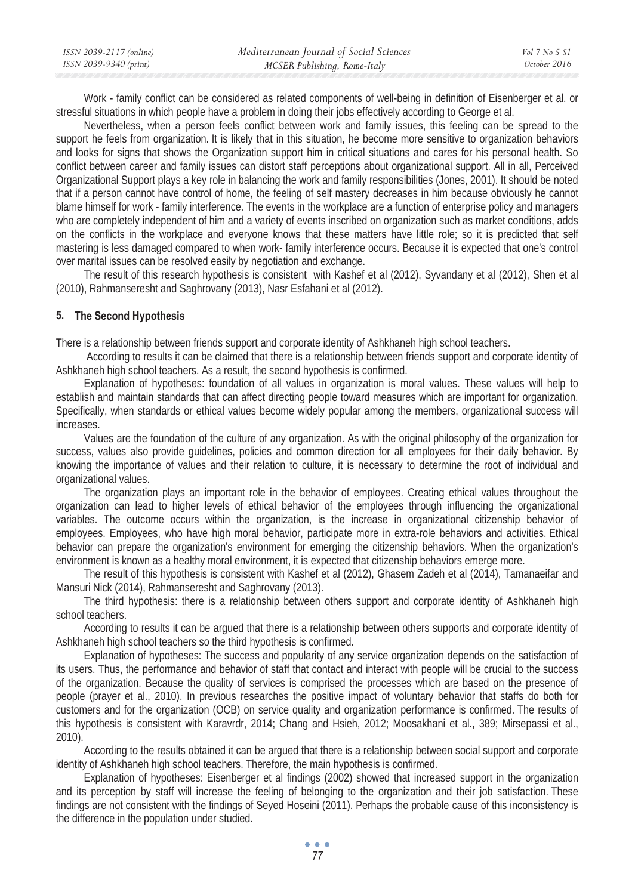Work - family conflict can be considered as related components of well-being in definition of Eisenberger et al. or stressful situations in which people have a problem in doing their jobs effectively according to George et al.

Nevertheless, when a person feels conflict between work and family issues, this feeling can be spread to the support he feels from organization. It is likely that in this situation, he become more sensitive to organization behaviors and looks for signs that shows the Organization support him in critical situations and cares for his personal health. So conflict between career and family issues can distort staff perceptions about organizational support. All in all, Perceived Organizational Support plays a key role in balancing the work and family responsibilities (Jones, 2001). It should be noted that if a person cannot have control of home, the feeling of self mastery decreases in him because obviously he cannot blame himself for work - family interference. The events in the workplace are a function of enterprise policy and managers who are completely independent of him and a variety of events inscribed on organization such as market conditions, adds on the conflicts in the workplace and everyone knows that these matters have little role; so it is predicted that self mastering is less damaged compared to when work- family interference occurs. Because it is expected that one's control over marital issues can be resolved easily by negotiation and exchange.

The result of this research hypothesis is consistent with Kashef et al (2012), Syvandany et al (2012), Shen et al (2010), Rahmanseresht and Saghrovany (2013), Nasr Esfahani et al (2012).

## 5. The Second Hypothesis

There is a relationship between friends support and corporate identity of Ashkhaneh high school teachers.

According to results it can be claimed that there is a relationship between friends support and corporate identity of Ashkhaneh high school teachers. As a result, the second hypothesis is confirmed.

Explanation of hypotheses: foundation of all values in organization is moral values. These values will help to establish and maintain standards that can affect directing people toward measures which are important for organization. Specifically, when standards or ethical values become widely popular among the members, organizational success will increases.

Values are the foundation of the culture of any organization. As with the original philosophy of the organization for success, values also provide guidelines, policies and common direction for all employees for their daily behavior. By knowing the importance of values and their relation to culture, it is necessary to determine the root of individual and organizational values.

The organization plays an important role in the behavior of employees. Creating ethical values throughout the organization can lead to higher levels of ethical behavior of the employees through influencing the organizational variables. The outcome occurs within the organization, is the increase in organizational citizenship behavior of employees. Employees, who have high moral behavior, participate more in extra-role behaviors and activities. Ethical behavior can prepare the organization's environment for emerging the citizenship behaviors. When the organization's environment is known as a healthy moral environment, it is expected that citizenship behaviors emerge more.

The result of this hypothesis is consistent with Kashef et al (2012), Ghasem Zadeh et al (2014), Tamanaeifar and Mansuri Nick (2014), Rahmanseresht and Saghrovany (2013).

The third hypothesis: there is a relationship between others support and corporate identity of Ashkhaneh high school teachers.

According to results it can be argued that there is a relationship between others supports and corporate identity of Ashkhaneh high school teachers so the third hypothesis is confirmed.

Explanation of hypotheses: The success and popularity of any service organization depends on the satisfaction of its users. Thus, the performance and behavior of staff that contact and interact with people will be crucial to the success of the organization. Because the quality of services is comprised the processes which are based on the presence of people (prayer et al., 2010). In previous researches the positive impact of voluntary behavior that staffs do both for customers and for the organization (OCB) on service quality and organization performance is confirmed. The results of this hypothesis is consistent with Karavrdr, 2014; Chang and Hsieh, 2012; Moosakhani et al., 389; Mirsepassi et al., 2010).

According to the results obtained it can be argued that there is a relationship between social support and corporate identity of Ashkhaneh high school teachers. Therefore, the main hypothesis is confirmed.

Explanation of hypotheses: Eisenberger et al findings (2002) showed that increased support in the organization and its perception by staff will increase the feeling of belonging to the organization and their job satisfaction. These findings are not consistent with the findings of Seyed Hoseini (2011). Perhaps the probable cause of this inconsistency is the difference in the population under studied.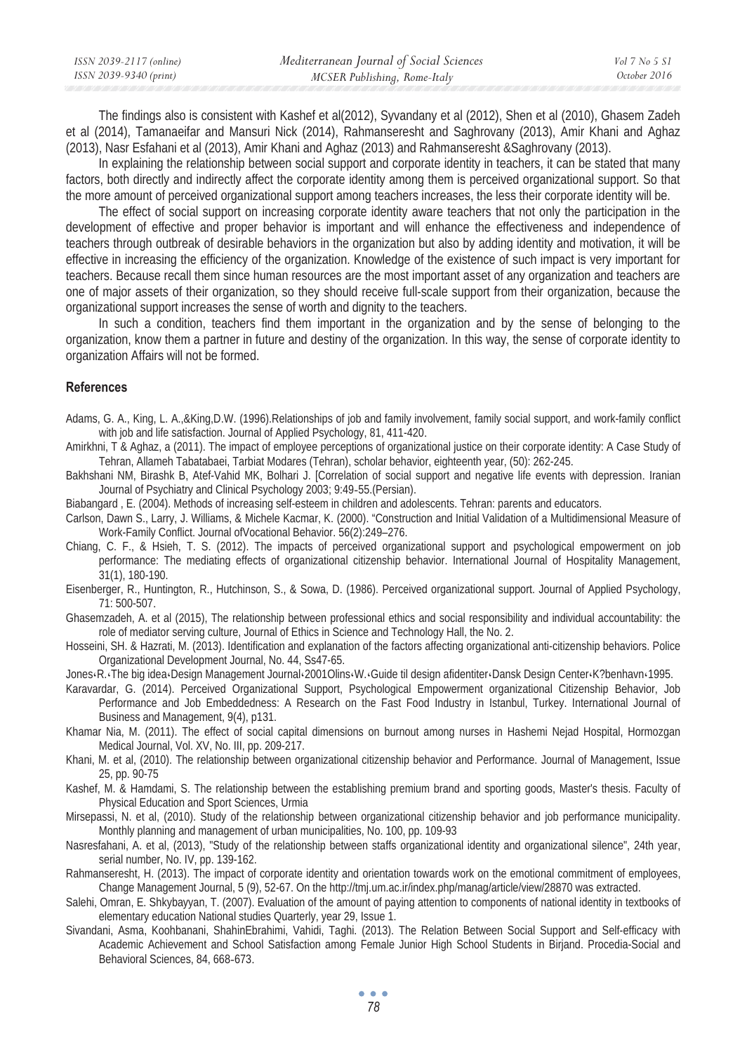The findings also is consistent with Kashef et al(2012), Syvandany et al (2012), Shen et al (2010), Ghasem Zadeh et al (2014), Tamanaeifar and Mansuri Nick (2014), Rahmanseresht and Saghrovany (2013), Amir Khani and Aghaz (2013), Nasr Esfahani et al (2013), Amir Khani and Aghaz (2013) and Rahmanseresht &Saghrovany (2013).

In explaining the relationship between social support and corporate identity in teachers, it can be stated that many factors, both directly and indirectly affect the corporate identity among them is perceived organizational support. So that the more amount of perceived organizational support among teachers increases, the less their corporate identity will be.

The effect of social support on increasing corporate identity aware teachers that not only the participation in the development of effective and proper behavior is important and will enhance the effectiveness and independence of teachers through outbreak of desirable behaviors in the organization but also by adding identity and motivation, it will be effective in increasing the efficiency of the organization. Knowledge of the existence of such impact is very important for teachers. Because recall them since human resources are the most important asset of any organization and teachers are one of major assets of their organization, so they should receive full-scale support from their organization, because the organizational support increases the sense of worth and dignity to the teachers.

In such a condition, teachers find them important in the organization and by the sense of belonging to the organization, know them a partner in future and destiny of the organization. In this way, the sense of corporate identity to organization Affairs will not be formed.

## References

Adams, G. A., King, L. A.,&King,D.W. (1996).Relationships of job and family involvement, family social support, and work-family conflict with job and life satisfaction. Journal of Applied Psychology, 81, 411-420.

Amirkhni, T & Aghaz, a (2011). The impact of employee perceptions of organizational justice on their corporate identity: A Case Study of Tehran, Allameh Tabatabaei, Tarbiat Modares (Tehran), scholar behavior, eighteenth year, (50): 262-245.

Bakhshani NM, Birashk B, Atef-Vahid MK, Bolhari J. [Correlation of social support and negative life events with depression. Iranian Journal of Psychiatry and Clinical Psychology 2003; 9:49-55.(Persian).

Biabangard , E. (2004). Methods of increasing self-esteem in children and adolescents. Tehran: parents and educators.

Carlson, Dawn S., Larry, J. Williams, & Michele Kacmar, K. (2000). "Construction and Initial Validation of a Multidimensional Measure of Work-Family Conflict. Journal ofVocational Behavior. 56(2):249–276.

Chiang, C. F., & Hsieh, T. S. (2012). The impacts of perceived organizational support and psychological empowerment on job performance: The mediating effects of organizational citizenship behavior. International Journal of Hospitality Management, 31(1), 180-190.

Eisenberger, R., Huntington, R., Hutchinson, S., & Sowa, D. (1986). Perceived organizational support. Journal of Applied Psychology, 71: 500-507.

Ghasemzadeh, A. et al (2015), The relationship between professional ethics and social responsibility and individual accountability: the role of mediator serving culture, Journal of Ethics in Science and Technology Hall, the No. 2.

Hosseini, SH. & Hazrati, M. (2013). Identification and explanation of the factors affecting organizational anti-citizenship behaviors. Police Organizational Development Journal, No. 44, Ss47-65.

Jones،R.،The big idea،Design Management Journal،2001Olins،W.،Guide til design afidentiter،Dansk Design Center،K?benhavn،1995.

Karavardar, G. (2014). Perceived Organizational Support, Psychological Empowerment organizational Citizenship Behavior, Job Performance and Job Embeddedness: A Research on the Fast Food Industry in Istanbul, Turkey. International Journal of Business and Management, 9(4), p131.

Khamar Nia, M. (2011). The effect of social capital dimensions on burnout among nurses in Hashemi Nejad Hospital, Hormozgan Medical Journal, Vol. XV, No. III, pp. 209-217.

Khani, M. et al, (2010). The relationship between organizational citizenship behavior and Performance. Journal of Management, Issue 25, pp. 90-75

Kashef, M. & Hamdami, S. The relationship between the establishing premium brand and sporting goods, Master's thesis. Faculty of Physical Education and Sport Sciences, Urmia

Mirsepassi, N. et al, (2010). Study of the relationship between organizational citizenship behavior and job performance municipality. Monthly planning and management of urban municipalities, No. 100, pp. 109-93

Nasresfahani, A. et al, (2013), "Study of the relationship between staffs organizational identity and organizational silence", 24th year, serial number, No. IV, pp. 139-162.

Rahmanseresht, H. (2013). The impact of corporate identity and orientation towards work on the emotional commitment of employees, Change Management Journal, 5 (9), 52-67. On the http://tmj.um.ac.ir/index.php/manag/article/view/28870 was extracted.

Salehi, Omran, E. Shkybayyan, T. (2007). Evaluation of the amount of paying attention to components of national identity in textbooks of elementary education National studies Quarterly, year 29, Issue 1.

Sivandani, Asma, Koohbanani, ShahinEbrahimi, Vahidi, Taghi. (2013). The Relation Between Social Support and Self-efficacy with Academic Achievement and School Satisfaction among Female Junior High School Students in Birjand. Procedia-Social and Behavioral Sciences, 84, 668-673.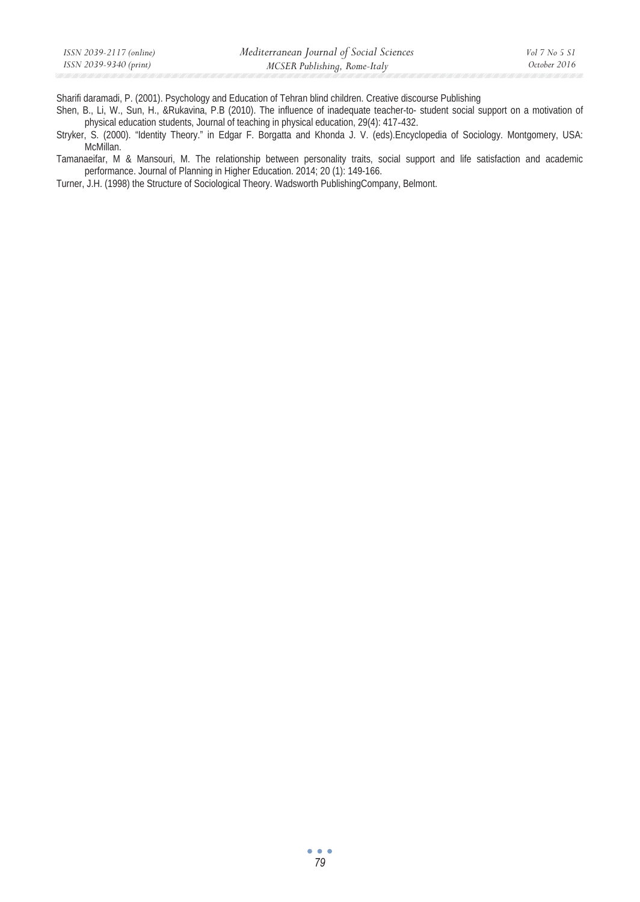Sharifi daramadi, P. (2001). Psychology and Education of Tehran blind children. Creative discourse Publishing

Shen, B., Li, W., Sun, H., &Rukavina, P.B (2010). The influence of inadequate teacher-to- student social support on a motivation of physical education students, Journal of teaching in physical education, 29(4): 417-432.

Stryker, S. (2000). "Identity Theory." in Edgar F. Borgatta and Khonda J. V. (eds).Encyclopedia of Sociology. Montgomery, USA: McMillan.

Tamanaeifar, M & Mansouri, M. The relationship between personality traits, social support and life satisfaction and academic performance. Journal of Planning in Higher Education. 2014; 20 (1): 149-166.

Turner, J.H. (1998) the Structure of Sociological Theory. Wadsworth PublishingCompany, Belmont.